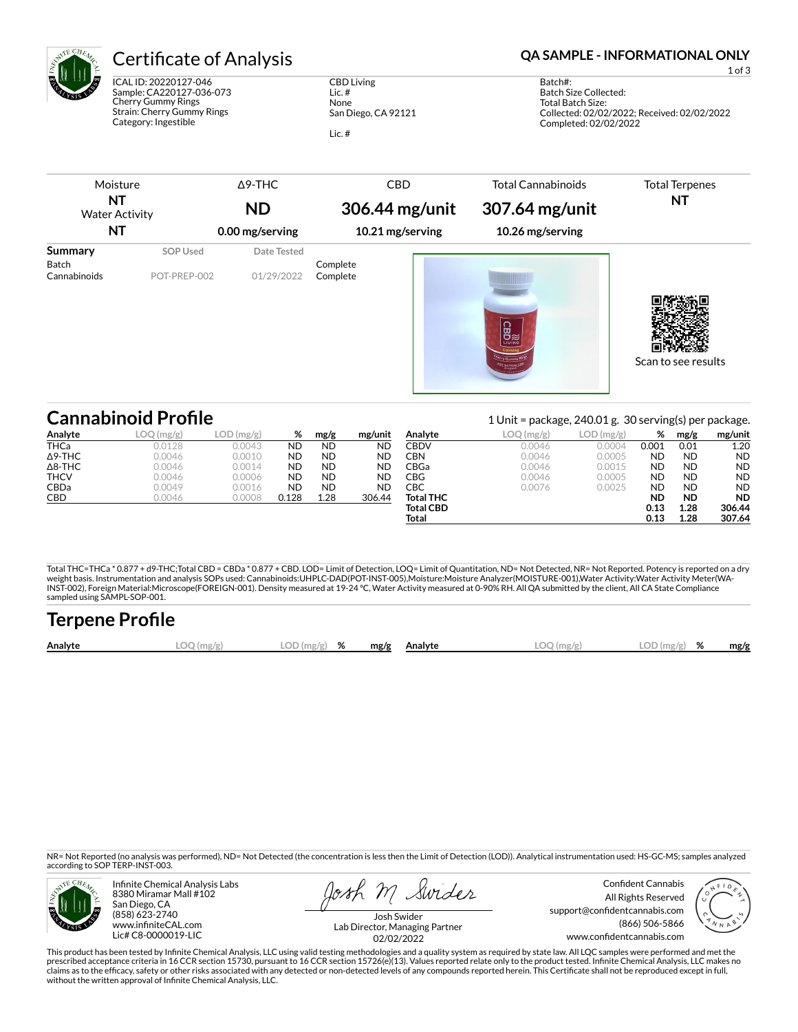# Certificate of Analysis

**QA SAMPLE - INFORMATIONAL ONLY**

ICAL ID: 20220127-046
Sample: CA220127-036-073
Cherry Gummy Rings
Strain: Cherry Gummy Rings
Category: Ingestible

CBD Living
Lic. #
None
San Diego, CA 92121

Lic. #

Batch#:
Batch Size Collected:
Total Batch Size:
Collected: 02/02/2022; Received: 02/02/2022
Completed: 02/02/2022

| Moisture | Δ9-THC | CBD | Total Cannabinoids | Total Terpenes |
|---|---|---|---|---|
| **NT** | **ND** | **306.44 mg/unit** | **307.64 mg/unit** | **NT** |
| Water Activity **NT** | **0.00 mg/serving** | **10.21 mg/serving** | **10.26 mg/serving** | |

| Summary | SOP Used | Date Tested | |
|---|---|---|---|
| Batch | | | Complete |
| Cannabinoids | POT-PREP-002 | 01/29/2022 | Complete |

Scan to see results

## Cannabinoid Profile

1 Unit = package, 240.01 g. 30 serving(s) per package.

| Analyte | LOQ (mg/g) | LOD (mg/g) | % | mg/g | mg/unit |
|---|---|---|---|---|---|
| THCa | 0.0128 | 0.0043 | ND | ND | ND |
| Δ9-THC | 0.0046 | 0.0010 | ND | ND | ND |
| Δ8-THC | 0.0046 | 0.0014 | ND | ND | ND |
| THCV | 0.0046 | 0.0006 | ND | ND | ND |
| CBDa | 0.0049 | 0.0016 | ND | ND | ND |
| CBD | 0.0046 | 0.0008 | 0.128 | 1.28 | 306.44 |
| CBDV | 0.0046 | 0.0004 | 0.001 | 0.01 | 1.20 |
| CBN | 0.0046 | 0.0005 | ND | ND | ND |
| CBGa | 0.0046 | 0.0015 | ND | ND | ND |
| CBG | 0.0046 | 0.0005 | ND | ND | ND |
| CBC | 0.0076 | 0.0025 | ND | ND | ND |
| **Total THC** | | | **ND** | **ND** | **ND** |
| **Total CBD** | | | **0.13** | **1.28** | **306.44** |
| **Total** | | | **0.13** | **1.28** | **307.64** |

Total THC=THCa * 0.877 + d9-THC;Total CBD = CBDa * 0.877 + CBD. LOD= Limit of Detection, LOQ= Limit of Quantitation, ND= Not Detected, NR= Not Reported. Potency is reported on a dry weight basis. Instrumentation and analysis SOPs used: Cannabinoids:UHPLC-DAD(POT-INST-005),Moisture:Moisture Analyzer(MOISTURE-001),Water Activity:Water Activity Meter(WA-INST-002), Foreign Material:Microscope(FOREIGN-001). Density measured at 19-24 °C, Water Activity measured at 0-90% RH. All QA submitted by the client, All CA State Compliance sampled using SAMPL-SOP-001.

## Terpene Profile

| Analyte | LOQ (mg/g) | LOD (mg/g) | % | mg/g | Analyte | LOQ (mg/g) | LOD (mg/g) | % | mg/g |
|---|---|---|---|---|---|---|---|---|---|

NR= Not Reported (no analysis was performed), ND= Not Detected (the concentration is less then the Limit of Detection (LOD)). Analytical instrumentation used: HS-GC-MS; samples analyzed according to SOP TERP-INST-003.

Infinite Chemical Analysis Labs
8380 Miramar Mall #102
San Diego, CA
(858) 623-2740
www.infiniteCAL.com
Lic# C8-0000019-LIC

Josh Swider
Lab Director, Managing Partner
02/02/2022

Confident Cannabis
All Rights Reserved
support@confidentcannabis.com
(866) 506-5866
www.confidentcannabis.com

This product has been tested by Infinite Chemical Analysis, LLC using valid testing methodologies and a quality system as required by state law. All LQC samples were performed and met the prescribed acceptance criteria in 16 CCR section 15730, pursuant to 16 CCR section 15726(e)(13). Values reported relate only to the product tested. Infinite Chemical Analysis, LLC makes no claims as to the efficacy, safety or other risks associated with any detected or non-detected levels of any compounds reported herein. This Certificate shall not be reproduced except in full, without the written approval of Infinite Chemical Analysis, LLC.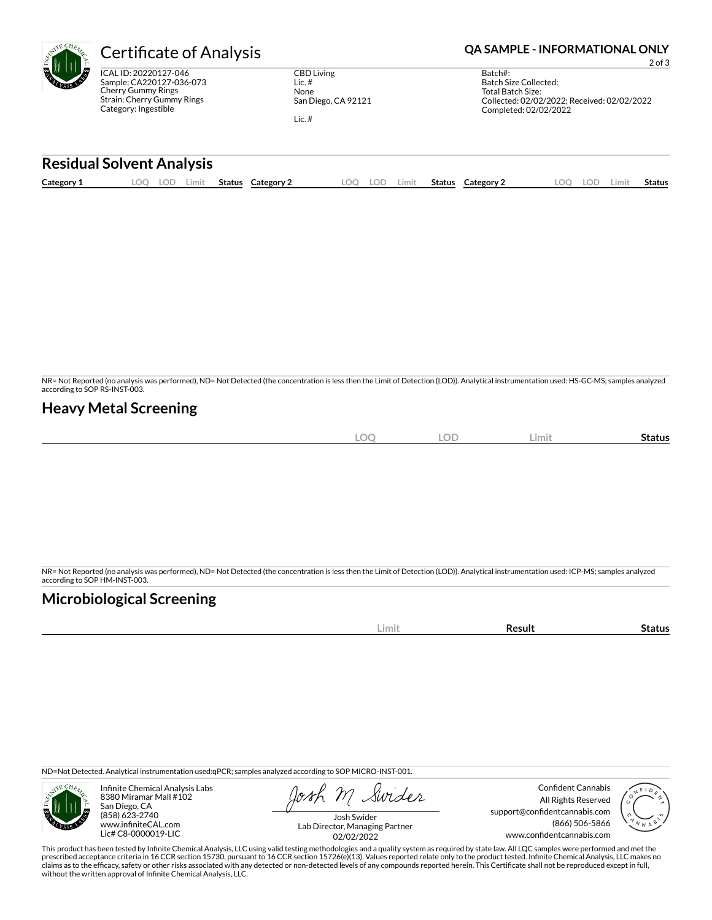# Certificate of Analysis

**QA SAMPLE - INFORMATIONAL ONLY**

ICAL ID: 20220127-046
Sample: CA220127-036-073
Cherry Gummy Rings
Strain: Cherry Gummy Rings
Category: Ingestible

CBD Living
Lic. #
None
San Diego, CA 92121

Lic. #

Batch#:
Batch Size Collected:
Total Batch Size:
Collected: 02/02/2022; Received: 02/02/2022
Completed: 02/02/2022

## Residual Solvent Analysis

| Category 1 | LOQ | LOD | Limit | Status | Category 2 | LOQ | LOD | Limit | Status | Category 2 | LOQ | LOD | Limit | Status |
|---|---|---|---|---|---|---|---|---|---|---|---|---|---|---|

NR= Not Reported (no analysis was performed), ND= Not Detected (the concentration is less then the Limit of Detection (LOD)). Analytical instrumentation used: HS-GC-MS; samples analyzed according to SOP RS-INST-003.

## Heavy Metal Screening

| | LOQ | LOD | Limit | Status |
|---|---|---|---|---|

NR= Not Reported (no analysis was performed), ND= Not Detected (the concentration is less then the Limit of Detection (LOD)). Analytical instrumentation used: ICP-MS; samples analyzed according to SOP HM-INST-003.

## Microbiological Screening

| | Limit | Result | Status |
|---|---|---|---|

ND=Not Detected. Analytical instrumentation used:qPCR; samples analyzed according to SOP MICRO-INST-001.

Infinite Chemical Analysis Labs
8380 Miramar Mall #102
San Diego, CA
(858) 623-2740
www.infiniteCAL.com
Lic# C8-0000019-LIC

Josh Swider
Lab Director, Managing Partner
02/02/2022

Confident Cannabis
All Rights Reserved
support@confidentcannabis.com
(866) 506-5866
www.confidentcannabis.com

This product has been tested by Infinite Chemical Analysis, LLC using valid testing methodologies and a quality system as required by state law. All LQC samples were performed and met the prescribed acceptance criteria in 16 CCR section 15730, pursuant to 16 CCR section 15726(e)(13). Values reported relate only to the product tested. Infinite Chemical Analysis, LLC makes no claims as to the efficacy, safety or other risks associated with any detected or non-detected levels of any compounds reported herein. This Certificate shall not be reproduced except in full, without the written approval of Infinite Chemical Analysis, LLC.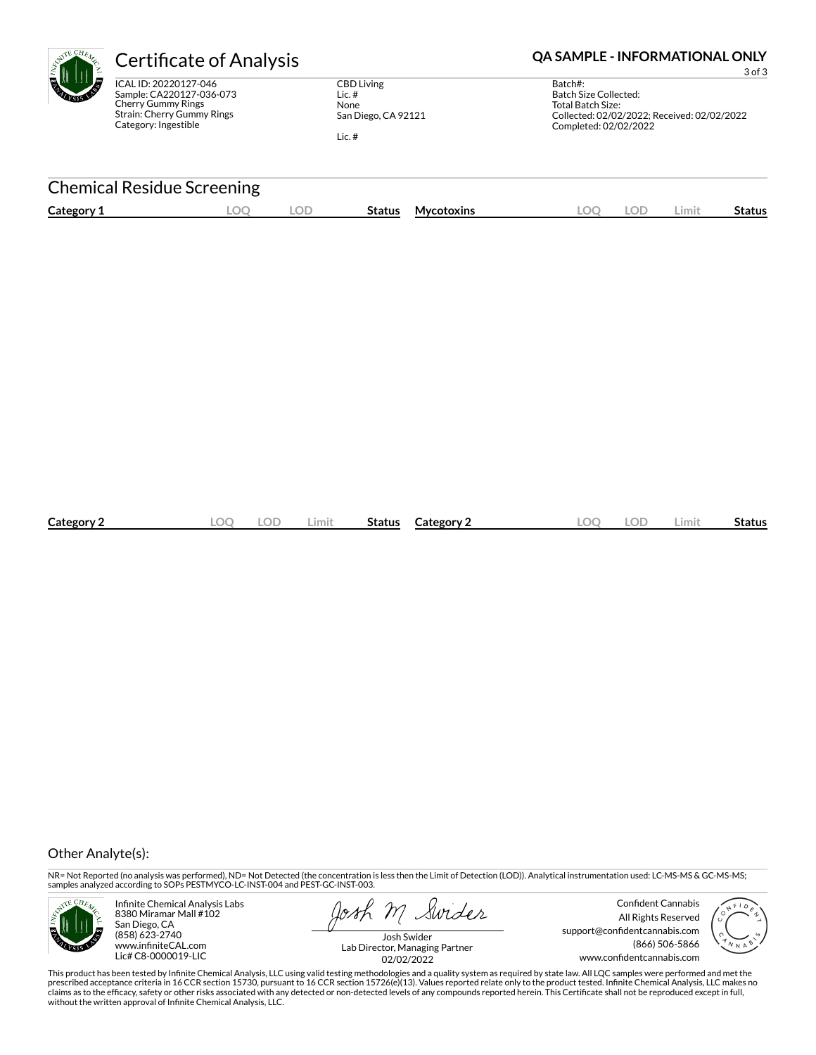# Certificate of Analysis

**QA SAMPLE - INFORMATIONAL ONLY**

ICAL ID: 20220127-046
Sample: CA220127-036-073
Cherry Gummy Rings
Strain: Cherry Gummy Rings
Category: Ingestible

CBD Living
Lic. #
None
San Diego, CA 92121

Lic. #

Batch#:
Batch Size Collected:
Total Batch Size:
Collected: 02/02/2022; Received: 02/02/2022
Completed: 02/02/2022

## Chemical Residue Screening

| Category 1 | LOQ | LOD | Status | Mycotoxins | LOQ | LOD | Limit | Status |
|---|---|---|---|---|---|---|---|---|

| Category 2 | LOQ | LOD | Limit | Status | Category 2 | LOQ | LOD | Limit | Status |
|---|---|---|---|---|---|---|---|---|---|

Other Analyte(s):

NR= Not Reported (no analysis was performed), ND= Not Detected (the concentration is less then the Limit of Detection (LOD)). Analytical instrumentation used: LC-MS-MS & GC-MS-MS; samples analyzed according to SOPs PESTMYCO-LC-INST-004 and PEST-GC-INST-003.

Infinite Chemical Analysis Labs
8380 Miramar Mall #102
San Diego, CA
(858) 623-2740
www.infiniteCAL.com
Lic# C8-0000019-LIC

Josh Swider
Lab Director, Managing Partner
02/02/2022

Confident Cannabis
All Rights Reserved
support@confidentcannabis.com
(866) 506-5866
www.confidentcannabis.com

This product has been tested by Infinite Chemical Analysis, LLC using valid testing methodologies and a quality system as required by state law. All LQC samples were performed and met the prescribed acceptance criteria in 16 CCR section 15730, pursuant to 16 CCR section 15726(e)(13). Values reported relate only to the product tested. Infinite Chemical Analysis, LLC makes no claims as to the efficacy, safety or other risks associated with any detected or non-detected levels of any compounds reported herein. This Certificate shall not be reproduced except in full, without the written approval of Infinite Chemical Analysis, LLC.